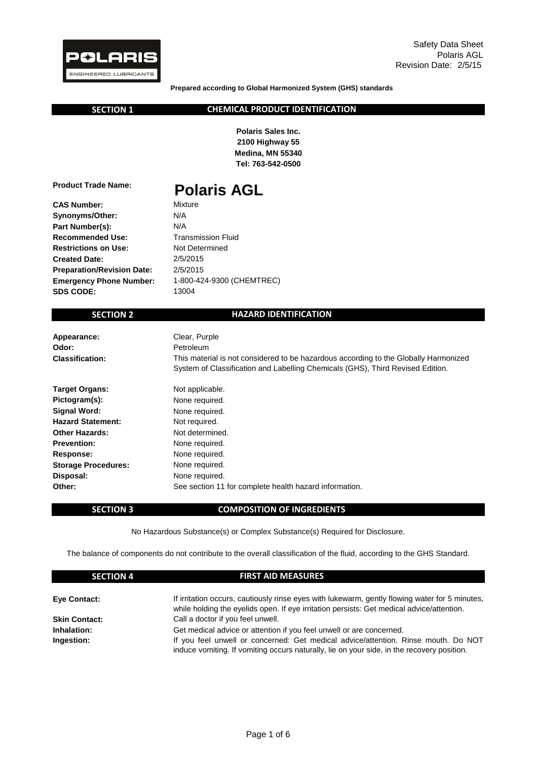Safety Data Sheet
Polaris AGL
Revision Date: 2/5/15

**Prepared according to Global Harmonized System (GHS) standards**

## SECTION 1 — CHEMICAL PRODUCT IDENTIFICATION

**Polaris Sales Inc.**
**2100 Highway 55**
**Medina, MN 55340**
**Tel: 763-542-0500**

**Product Trade Name:** **Polaris AGL**

**CAS Number:** Mixture
**Synonyms/Other:** N/A
**Part Number(s):** N/A
**Recommended Use:** Transmission Fluid
**Restrictions on Use:** Not Determined
**Created Date:** 2/5/2015
**Preparation/Revision Date:** 2/5/2015
**Emergency Phone Number:** 1-800-424-9300 (CHEMTREC)
**SDS CODE:** 13004

## SECTION 2 — HAZARD IDENTIFICATION

**Appearance:** Clear, Purple
**Odor:** Petroleum
**Classification:** This material is not considered to be hazardous according to the Globally Harmonized System of Classification and Labelling Chemicals (GHS), Third Revised Edition.

**Target Organs:** Not applicable.
**Pictogram(s):** None required.
**Signal Word:** None required.
**Hazard Statement:** Not required.
**Other Hazards:** Not determined.
**Prevention:** None required.
**Response:** None required.
**Storage Procedures:** None required.
**Disposal:** None required.
**Other:** See section 11 for complete health hazard information.

## SECTION 3 — COMPOSITION OF INGREDIENTS

No Hazardous Substance(s) or Complex Substance(s) Required for Disclosure.

The balance of components do not contribute to the overall classification of the fluid, according to the GHS Standard.

## SECTION 4 — FIRST AID MEASURES

**Eye Contact:** If irritation occurs, cautiously rinse eyes with lukewarm, gently flowing water for 5 minutes, while holding the eyelids open. If eye irritation persists: Get medical advice/attention.
**Skin Contact:** Call a doctor if you feel unwell.
**Inhalation:** Get medical advice or attention if you feel unwell or are concerned.
**Ingestion:** If you feel unwell or concerned: Get medical advice/attention. Rinse mouth. Do NOT induce vomiting. If vomiting occurs naturally, lie on your side, in the recovery position.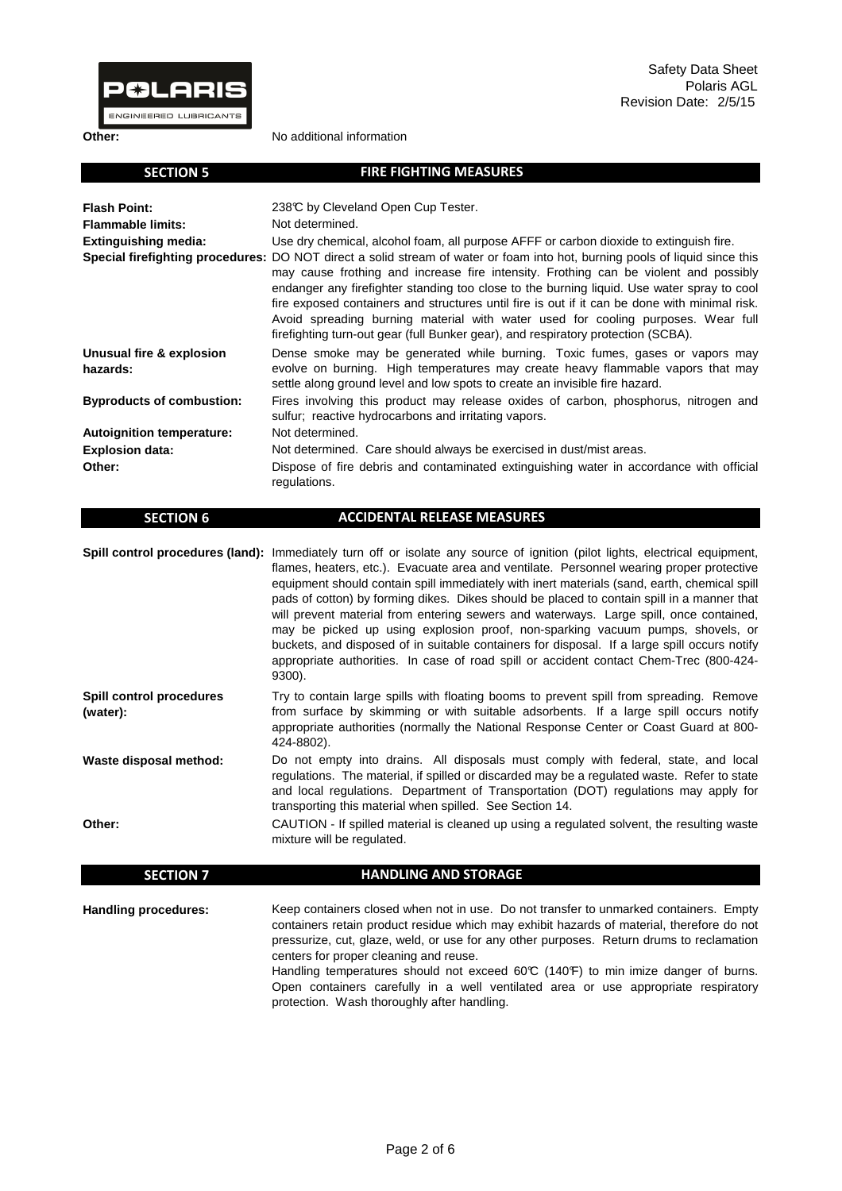**Other:** No additional information

## SECTION 5 FIRE FIGHTING MEASURES

**Flash Point:** 238℃ by Cleveland Open Cup Tester.

**Flammable limits:** Not determined.

**Extinguishing media:** Use dry chemical, alcohol foam, all purpose AFFF or carbon dioxide to extinguish fire.

**Special firefighting procedures:** DO NOT direct a solid stream of water or foam into hot, burning pools of liquid since this may cause frothing and increase fire intensity. Frothing can be violent and possibly endanger any firefighter standing too close to the burning liquid. Use water spray to cool fire exposed containers and structures until fire is out if it can be done with minimal risk. Avoid spreading burning material with water used for cooling purposes. Wear full firefighting turn-out gear (full Bunker gear), and respiratory protection (SCBA).

**Unusual fire & explosion hazards:** Dense smoke may be generated while burning. Toxic fumes, gases or vapors may evolve on burning. High temperatures may create heavy flammable vapors that may settle along ground level and low spots to create an invisible fire hazard.

**Byproducts of combustion:** Fires involving this product may release oxides of carbon, phosphorus, nitrogen and sulfur; reactive hydrocarbons and irritating vapors.

**Autoignition temperature:** Not determined.

**Explosion data:** Not determined. Care should always be exercised in dust/mist areas.

**Other:** Dispose of fire debris and contaminated extinguishing water in accordance with official regulations.

## SECTION 6 ACCIDENTAL RELEASE MEASURES

**Spill control procedures (land):** Immediately turn off or isolate any source of ignition (pilot lights, electrical equipment, flames, heaters, etc.). Evacuate area and ventilate. Personnel wearing proper protective equipment should contain spill immediately with inert materials (sand, earth, chemical spill pads of cotton) by forming dikes. Dikes should be placed to contain spill in a manner that will prevent material from entering sewers and waterways. Large spill, once contained, may be picked up using explosion proof, non-sparking vacuum pumps, shovels, or buckets, and disposed of in suitable containers for disposal. If a large spill occurs notify appropriate authorities. In case of road spill or accident contact Chem-Trec (800-424-9300).

**Spill control procedures (water):** Try to contain large spills with floating booms to prevent spill from spreading. Remove from surface by skimming or with suitable adsorbents. If a large spill occurs notify appropriate authorities (normally the National Response Center or Coast Guard at 800-424-8802).

**Waste disposal method:** Do not empty into drains. All disposals must comply with federal, state, and local regulations. The material, if spilled or discarded may be a regulated waste. Refer to state and local regulations. Department of Transportation (DOT) regulations may apply for transporting this material when spilled. See Section 14.

**Other:** CAUTION - If spilled material is cleaned up using a regulated solvent, the resulting waste mixture will be regulated.

## SECTION 7 HANDLING AND STORAGE

**Handling procedures:** Keep containers closed when not in use. Do not transfer to unmarked containers. Empty containers retain product residue which may exhibit hazards of material, therefore do not pressurize, cut, glaze, weld, or use for any other purposes. Return drums to reclamation centers for proper cleaning and reuse.
Handling temperatures should not exceed 60℃ (140℉) to min imize danger of burns. Open containers carefully in a well ventilated area or use appropriate respiratory protection. Wash thoroughly after handling.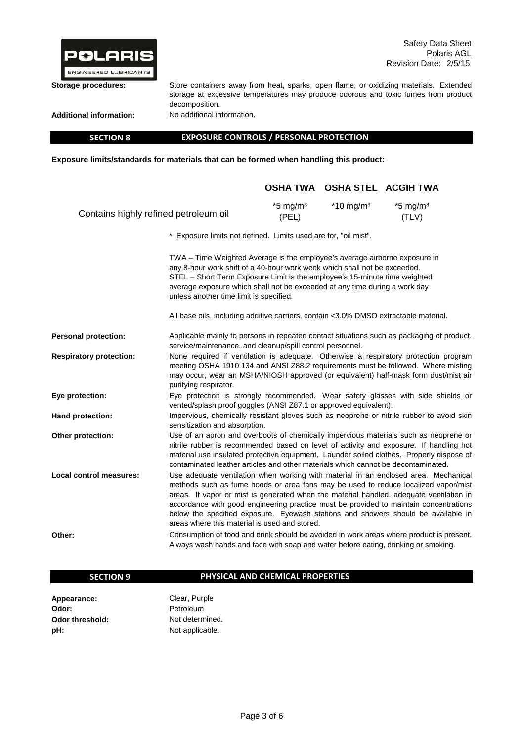**Storage procedures:** Store containers away from heat, sparks, open flame, or oxidizing materials. Extended storage at excessive temperatures may produce odorous and toxic fumes from product decomposition.

**Additional information:** No additional information.

## SECTION 8 EXPOSURE CONTROLS / PERSONAL PROTECTION

**Exposure limits/standards for materials that can be formed when handling this product:**

| | OSHA TWA | OSHA STEL | ACGIH TWA |
|---|---|---|---|
| Contains highly refined petroleum oil | *5 mg/m³ (PEL) | *10 mg/m³ | *5 mg/m³ (TLV) |

\* Exposure limits not defined. Limits used are for, "oil mist".

TWA – Time Weighted Average is the employee's average airborne exposure in any 8-hour work shift of a 40-hour work week which shall not be exceeded.
STEL – Short Term Exposure Limit is the employee's 15-minute time weighted average exposure which shall not be exceeded at any time during a work day unless another time limit is specified.

All base oils, including additive carriers, contain <3.0% DMSO extractable material.

**Personal protection:** Applicable mainly to persons in repeated contact situations such as packaging of product, service/maintenance, and cleanup/spill control personnel.

**Respiratory protection:** None required if ventilation is adequate. Otherwise a respiratory protection program meeting OSHA 1910.134 and ANSI Z88.2 requirements must be followed. Where misting may occur, wear an MSHA/NIOSH approved (or equivalent) half-mask form dust/mist air purifying respirator.

**Eye protection:** Eye protection is strongly recommended. Wear safety glasses with side shields or vented/splash proof goggles (ANSI Z87.1 or approved equivalent).

**Hand protection:** Impervious, chemically resistant gloves such as neoprene or nitrile rubber to avoid skin sensitization and absorption.

**Other protection:** Use of an apron and overboots of chemically impervious materials such as neoprene or nitrile rubber is recommended based on level of activity and exposure. If handling hot material use insulated protective equipment. Launder soiled clothes. Properly dispose of contaminated leather articles and other materials which cannot be decontaminated.

**Local control measures:** Use adequate ventilation when working with material in an enclosed area. Mechanical methods such as fume hoods or area fans may be used to reduce localized vapor/mist areas. If vapor or mist is generated when the material handled, adequate ventilation in accordance with good engineering practice must be provided to maintain concentrations below the specified exposure. Eyewash stations and showers should be available in areas where this material is used and stored.

**Other:** Consumption of food and drink should be avoided in work areas where product is present. Always wash hands and face with soap and water before eating, drinking or smoking.

## SECTION 9 PHYSICAL AND CHEMICAL PROPERTIES

**Appearance:** Clear, Purple
**Odor:** Petroleum
**Odor threshold:** Not determined.
**pH:** Not applicable.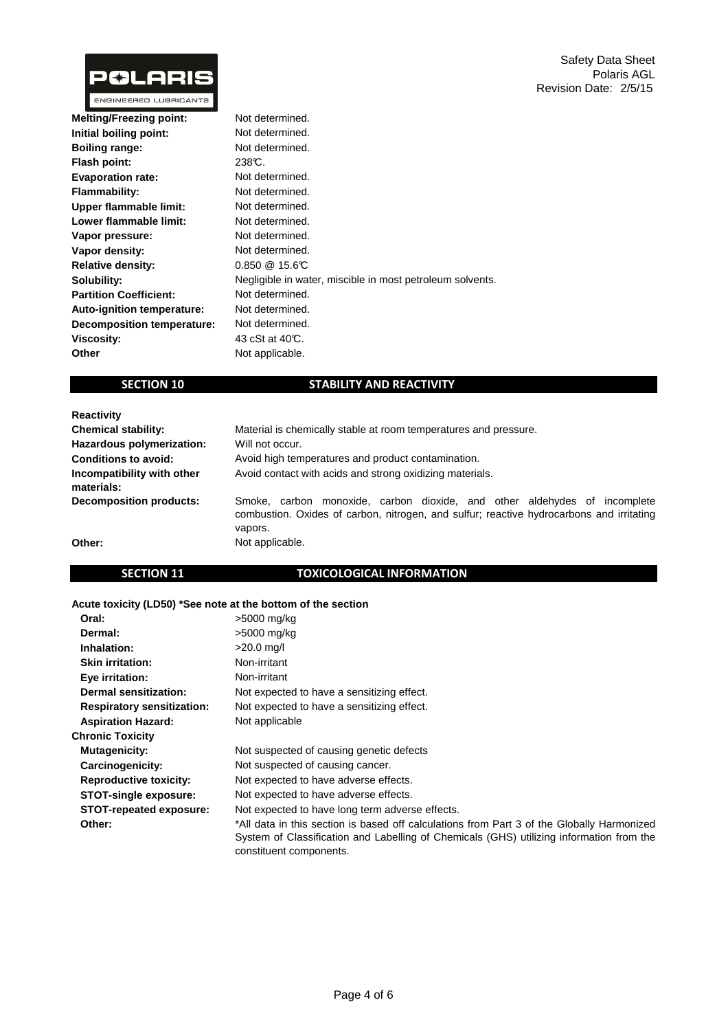| | |
|---|---|
| **Melting/Freezing point:** | Not determined. |
| **Initial boiling point:** | Not determined. |
| **Boiling range:** | Not determined. |
| **Flash point:** | 238°C. |
| **Evaporation rate:** | Not determined. |
| **Flammability:** | Not determined. |
| **Upper flammable limit:** | Not determined. |
| **Lower flammable limit:** | Not determined. |
| **Vapor pressure:** | Not determined. |
| **Vapor density:** | Not determined. |
| **Relative density:** | 0.850 @ 15.6°C |
| **Solubility:** | Negligible in water, miscible in most petroleum solvents. |
| **Partition Coefficient:** | Not determined. |
| **Auto-ignition temperature:** | Not determined. |
| **Decomposition temperature:** | Not determined. |
| **Viscosity:** | 43 cSt at 40°C. |
| **Other** | Not applicable. |

## SECTION 10 STABILITY AND REACTIVITY

**Reactivity**

| | |
|---|---|
| **Chemical stability:** | Material is chemically stable at room temperatures and pressure. |
| **Hazardous polymerization:** | Will not occur. |
| **Conditions to avoid:** | Avoid high temperatures and product contamination. |
| **Incompatibility with other materials:** | Avoid contact with acids and strong oxidizing materials. |
| **Decomposition products:** | Smoke, carbon monoxide, carbon dioxide, and other aldehydes of incomplete combustion. Oxides of carbon, nitrogen, and sulfur; reactive hydrocarbons and irritating vapors. |
| **Other:** | Not applicable. |

## SECTION 11 TOXICOLOGICAL INFORMATION

**Acute toxicity (LD50) *See note at the bottom of the section**

| | |
|---|---|
| **Oral:** | >5000 mg/kg |
| **Dermal:** | >5000 mg/kg |
| **Inhalation:** | >20.0 mg/l |
| **Skin irritation:** | Non-irritant |
| **Eye irritation:** | Non-irritant |
| **Dermal sensitization:** | Not expected to have a sensitizing effect. |
| **Respiratory sensitization:** | Not expected to have a sensitizing effect. |
| **Aspiration Hazard:** | Not applicable |

**Chronic Toxicity**

| | |
|---|---|
| **Mutagenicity:** | Not suspected of causing genetic defects |
| **Carcinogenicity:** | Not suspected of causing cancer. |
| **Reproductive toxicity:** | Not expected to have adverse effects. |
| **STOT-single exposure:** | Not expected to have adverse effects. |
| **STOT-repeated exposure:** | Not expected to have long term adverse effects. |
| **Other:** | *All data in this section is based off calculations from Part 3 of the Globally Harmonized System of Classification and Labelling of Chemicals (GHS) utilizing information from the constituent components. |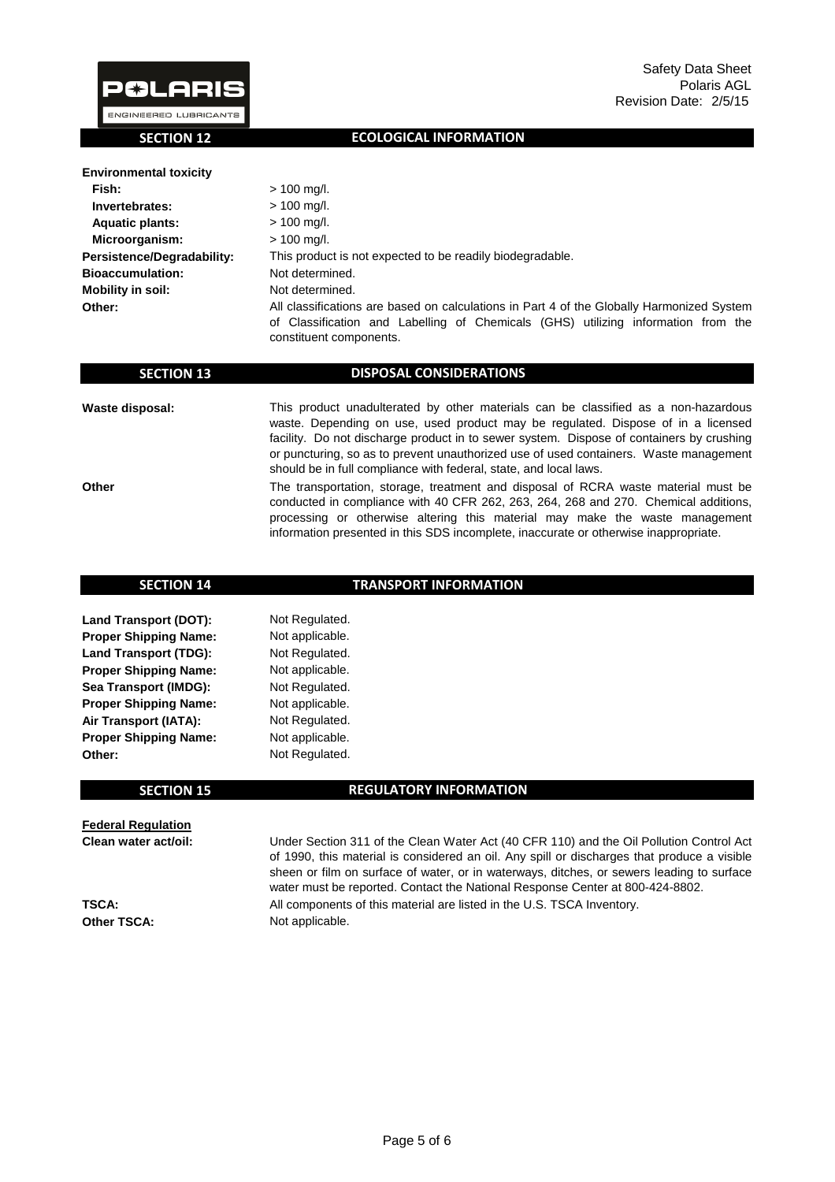## SECTION 12 ECOLOGICAL INFORMATION

**Environmental toxicity**

| | |
|---|---|
| **Fish:** | > 100 mg/l. |
| **Invertebrates:** | > 100 mg/l. |
| **Aquatic plants:** | > 100 mg/l. |
| **Microorganism:** | > 100 mg/l. |
| **Persistence/Degradability:** | This product is not expected to be readily biodegradable. |
| **Bioaccumulation:** | Not determined. |
| **Mobility in soil:** | Not determined. |
| **Other:** | All classifications are based on calculations in Part 4 of the Globally Harmonized System of Classification and Labelling of Chemicals (GHS) utilizing information from the constituent components. |

## SECTION 13 DISPOSAL CONSIDERATIONS

| | |
|---|---|
| **Waste disposal:** | This product unadulterated by other materials can be classified as a non-hazardous waste. Depending on use, used product may be regulated. Dispose of in a licensed facility. Do not discharge product in to sewer system. Dispose of containers by crushing or puncturing, so as to prevent unauthorized use of used containers. Waste management should be in full compliance with federal, state, and local laws. |
| **Other** | The transportation, storage, treatment and disposal of RCRA waste material must be conducted in compliance with 40 CFR 262, 263, 264, 268 and 270. Chemical additions, processing or otherwise altering this material may make the waste management information presented in this SDS incomplete, inaccurate or otherwise inappropriate. |

## SECTION 14 TRANSPORT INFORMATION

| | |
|---|---|
| **Land Transport (DOT):** | Not Regulated. |
| **Proper Shipping Name:** | Not applicable. |
| **Land Transport (TDG):** | Not Regulated. |
| **Proper Shipping Name:** | Not applicable. |
| **Sea Transport (IMDG):** | Not Regulated. |
| **Proper Shipping Name:** | Not applicable. |
| **Air Transport (IATA):** | Not Regulated. |
| **Proper Shipping Name:** | Not applicable. |
| **Other:** | Not Regulated. |

## SECTION 15 REGULATORY INFORMATION

**Federal Regulation**

| | |
|---|---|
| **Clean water act/oil:** | Under Section 311 of the Clean Water Act (40 CFR 110) and the Oil Pollution Control Act of 1990, this material is considered an oil. Any spill or discharges that produce a visible sheen or film on surface of water, or in waterways, ditches, or sewers leading to surface water must be reported. Contact the National Response Center at 800-424-8802. |
| **TSCA:** | All components of this material are listed in the U.S. TSCA Inventory. |
| **Other TSCA:** | Not applicable. |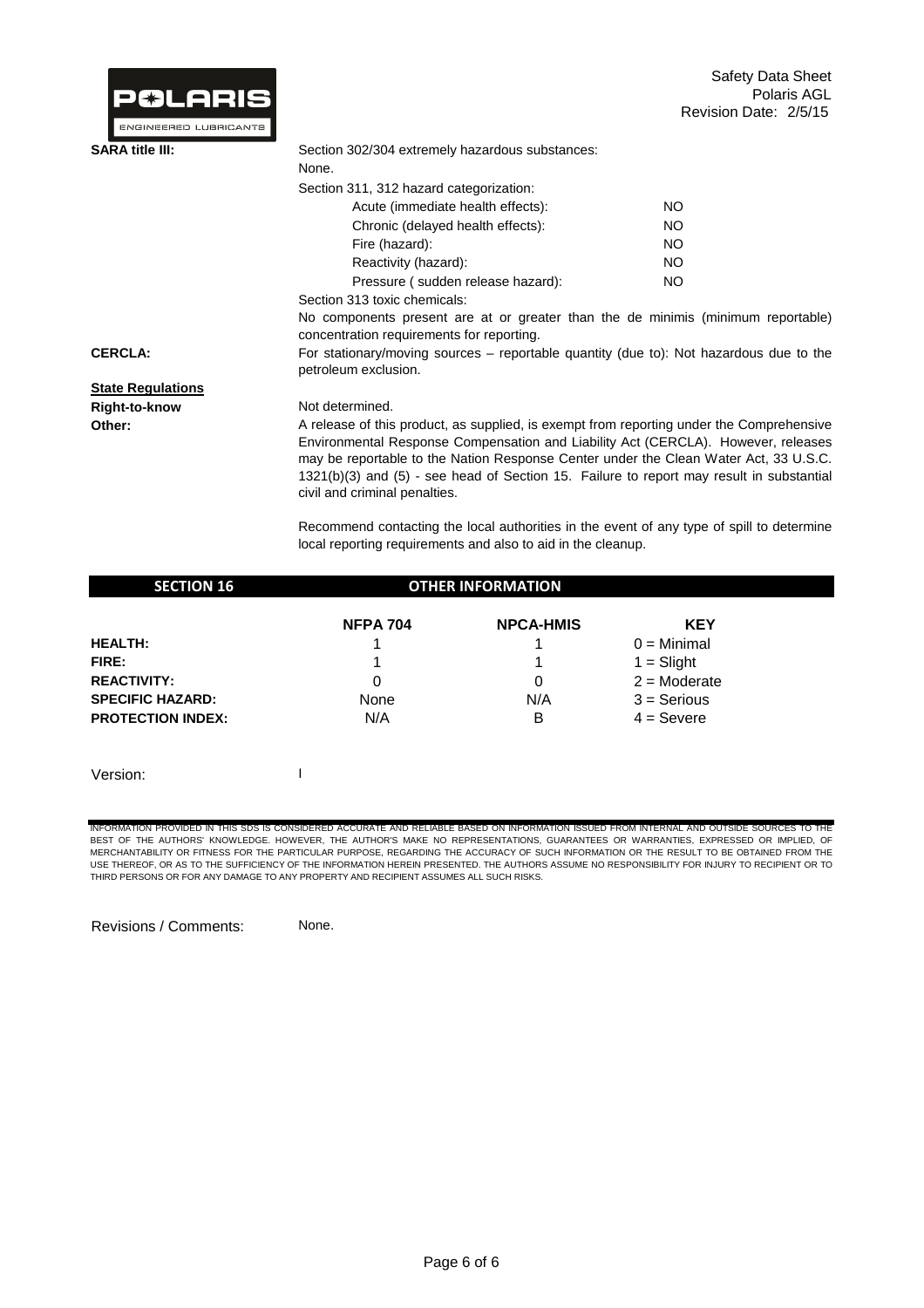**SARA title III:** Section 302/304 extremely hazardous substances:

None.

Section 311, 312 hazard categorization:

| | |
|---|---|
| Acute (immediate health effects): | NO |
| Chronic (delayed health effects): | NO |
| Fire (hazard): | NO |
| Reactivity (hazard): | NO |
| Pressure ( sudden release hazard): | NO |

Section 313 toxic chemicals:

No components present are at or greater than the de minimis (minimum reportable) concentration requirements for reporting.

**CERCLA:** For stationary/moving sources – reportable quantity (due to): Not hazardous due to the petroleum exclusion.

**State Regulations**

**Right-to-know** Not determined.

**Other:** A release of this product, as supplied, is exempt from reporting under the Comprehensive Environmental Response Compensation and Liability Act (CERCLA). However, releases may be reportable to the Nation Response Center under the Clean Water Act, 33 U.S.C. 1321(b)(3) and (5) - see head of Section 15. Failure to report may result in substantial civil and criminal penalties.

Recommend contacting the local authorities in the event of any type of spill to determine local reporting requirements and also to aid in the cleanup.

## SECTION 16 OTHER INFORMATION

| | NFPA 704 | NPCA-HMIS | KEY |
|---|---|---|---|
| **HEALTH:** | 1 | 1 | 0 = Minimal |
| **FIRE:** | 1 | 1 | 1 = Slight |
| **REACTIVITY:** | 0 | 0 | 2 = Moderate |
| **SPECIFIC HAZARD:** | None | N/A | 3 = Serious |
| **PROTECTION INDEX:** | N/A | B | 4 = Severe |

Version: I

INFORMATION PROVIDED IN THIS SDS IS CONSIDERED ACCURATE AND RELIABLE BASED ON INFORMATION ISSUED FROM INTERNAL AND OUTSIDE SOURCES TO THE BEST OF THE AUTHORS' KNOWLEDGE. HOWEVER, THE AUTHOR'S MAKE NO REPRESENTATIONS, GUARANTEES OR WARRANTIES, EXPRESSED OR IMPLIED, OF MERCHANTABILITY OR FITNESS FOR THE PARTICULAR PURPOSE, REGARDING THE ACCURACY OF SUCH INFORMATION OR THE RESULT TO BE OBTAINED FROM THE USE THEREOF, OR AS TO THE SUFFICIENCY OF THE INFORMATION HEREIN PRESENTED. THE AUTHORS ASSUME NO RESPONSIBILITY FOR INJURY TO RECIPIENT OR TO THIRD PERSONS OR FOR ANY DAMAGE TO ANY PROPERTY AND RECIPIENT ASSUMES ALL SUCH RISKS.

Revisions / Comments: None.